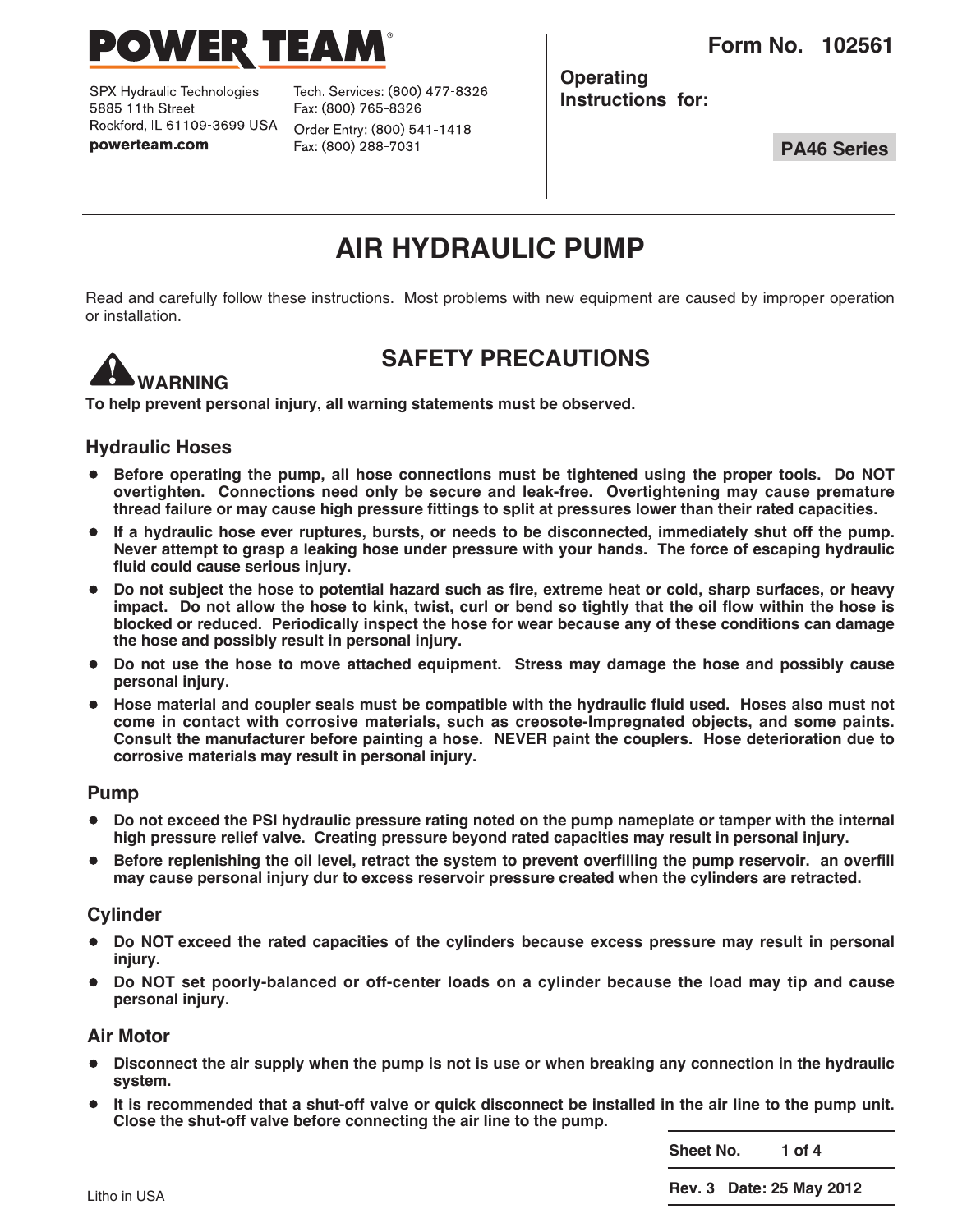# POWER TEAM

SPX Hydraulic Technologies
5885 11th Street
Rockford, IL 61109-3699 USA
powerteam.com

Tech. Services: (800) 477-8326
Fax: (800) 765-8326
Order Entry: (800) 541-1418
Fax: (800) 288-7031

**Form No. 102561**

**Operating Instructions for:**

**PA46 Series**

# AIR HYDRAULIC PUMP

Read and carefully follow these instructions. Most problems with new equipment are caused by improper operation or installation.

## SAFETY PRECAUTIONS

**WARNING**

**To help prevent personal injury, all warning statements must be observed.**

### Hydraulic Hoses

- **Before operating the pump, all hose connections must be tightened using the proper tools. Do NOT overtighten. Connections need only be secure and leak-free. Overtightening may cause premature thread failure or may cause high pressure fittings to split at pressures lower than their rated capacities.**
- **If a hydraulic hose ever ruptures, bursts, or needs to be disconnected, immediately shut off the pump. Never attempt to grasp a leaking hose under pressure with your hands. The force of escaping hydraulic fluid could cause serious injury.**
- **Do not subject the hose to potential hazard such as fire, extreme heat or cold, sharp surfaces, or heavy impact. Do not allow the hose to kink, twist, curl or bend so tightly that the oil flow within the hose is blocked or reduced. Periodically inspect the hose for wear because any of these conditions can damage the hose and possibly result in personal injury.**
- **Do not use the hose to move attached equipment. Stress may damage the hose and possibly cause personal injury.**
- **Hose material and coupler seals must be compatible with the hydraulic fluid used. Hoses also must not come in contact with corrosive materials, such as creosote-Impregnated objects, and some paints. Consult the manufacturer before painting a hose. NEVER paint the couplers. Hose deterioration due to corrosive materials may result in personal injury.**

### Pump

- **Do not exceed the PSI hydraulic pressure rating noted on the pump nameplate or tamper with the internal high pressure relief valve. Creating pressure beyond rated capacities may result in personal injury.**
- **Before replenishing the oil level, retract the system to prevent overfilling the pump reservoir. an overfill may cause personal injury dur to excess reservoir pressure created when the cylinders are retracted.**

### Cylinder

- **Do NOT exceed the rated capacities of the cylinders because excess pressure may result in personal injury.**
- **Do NOT set poorly-balanced or off-center loads on a cylinder because the load may tip and cause personal injury.**

### Air Motor

- **Disconnect the air supply when the pump is not is use or when breaking any connection in the hydraulic system.**
- **It is recommended that a shut-off valve or quick disconnect be installed in the air line to the pump unit. Close the shut-off valve before connecting the air line to the pump.**

Rev. 3 Date: 25 May 2012

Litho in USA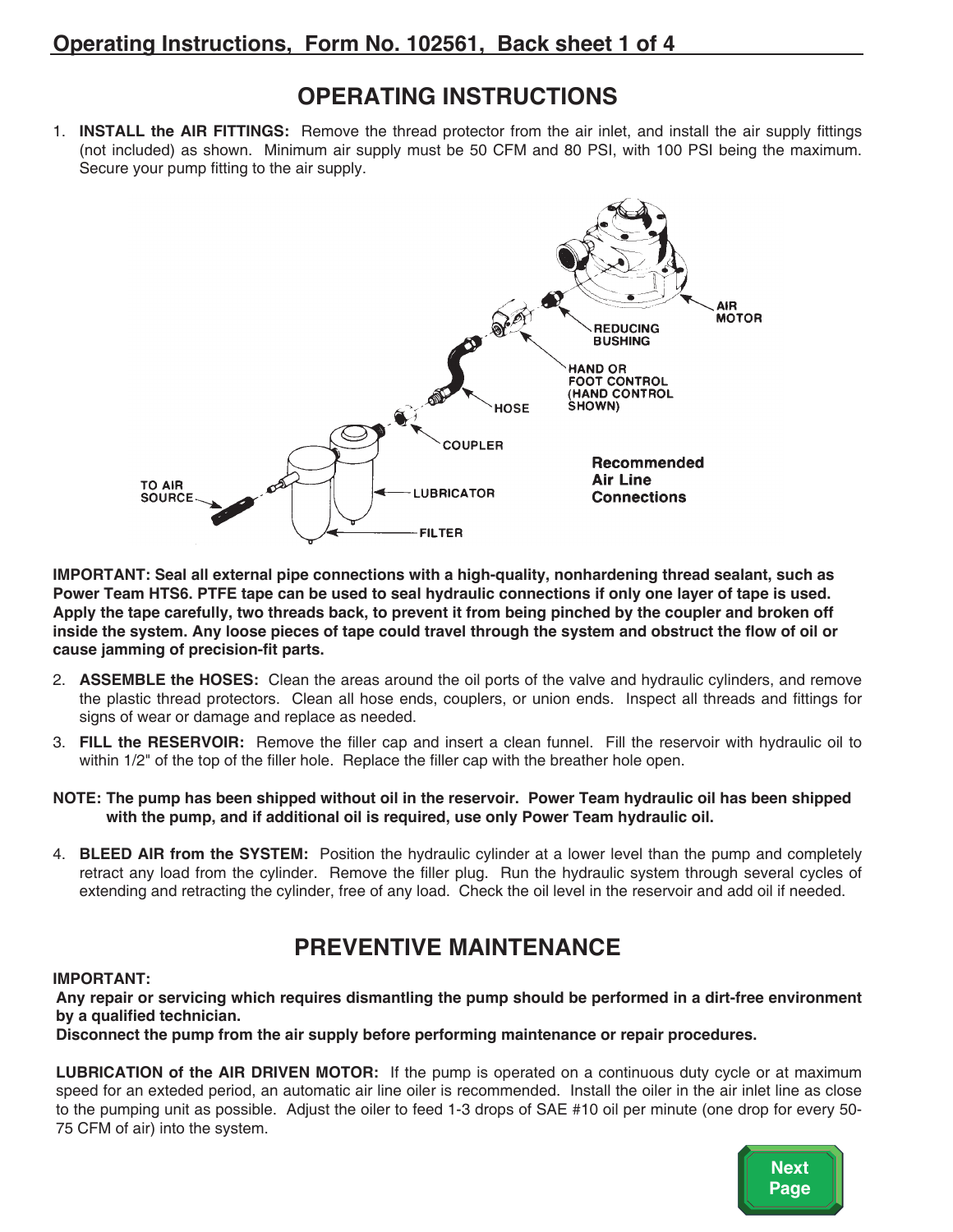# OPERATING INSTRUCTIONS

1. **INSTALL the AIR FITTINGS:** Remove the thread protector from the air inlet, and install the air supply fittings (not included) as shown. Minimum air supply must be 50 CFM and 80 PSI, with 100 PSI being the maximum. Secure your pump fitting to the air supply.

AIR MOTOR

REDUCING BUSHING

HAND OR FOOT CONTROL (HAND CONTROL SHOWN)

HOSE

COUPLER

TO AIR SOURCE

LUBRICATOR

FILTER

**Recommended Air Line Connections**

**IMPORTANT: Seal all external pipe connections with a high-quality, nonhardening thread sealant, such as Power Team HTS6. PTFE tape can be used to seal hydraulic connections if only one layer of tape is used. Apply the tape carefully, two threads back, to prevent it from being pinched by the coupler and broken off inside the system. Any loose pieces of tape could travel through the system and obstruct the flow of oil or cause jamming of precision-fit parts.**

2. **ASSEMBLE the HOSES:** Clean the areas around the oil ports of the valve and hydraulic cylinders, and remove the plastic thread protectors. Clean all hose ends, couplers, or union ends. Inspect all threads and fittings for signs of wear or damage and replace as needed.
3. **FILL the RESERVOIR:** Remove the filler cap and insert a clean funnel. Fill the reservoir with hydraulic oil to within 1/2" of the top of the filler hole. Replace the filler cap with the breather hole open.

**NOTE: The pump has been shipped without oil in the reservoir. Power Team hydraulic oil has been shipped with the pump, and if additional oil is required, use only Power Team hydraulic oil.**

4. **BLEED AIR from the SYSTEM:** Position the hydraulic cylinder at a lower level than the pump and completely retract any load from the cylinder. Remove the filler plug. Run the hydraulic system through several cycles of extending and retracting the cylinder, free of any load. Check the oil level in the reservoir and add oil if needed.

# PREVENTIVE MAINTENANCE

**IMPORTANT:**

**Any repair or servicing which requires dismantling the pump should be performed in a dirt-free environment by a qualified technician.**

**Disconnect the pump from the air supply before performing maintenance or repair procedures.**

**LUBRICATION of the AIR DRIVEN MOTOR:** If the pump is operated on a continuous duty cycle or at maximum speed for an exteded period, an automatic air line oiler is recommended. Install the oiler in the air inlet line as close to the pumping unit as possible. Adjust the oiler to feed 1-3 drops of SAE #10 oil per minute (one drop for every 50-75 CFM of air) into the system.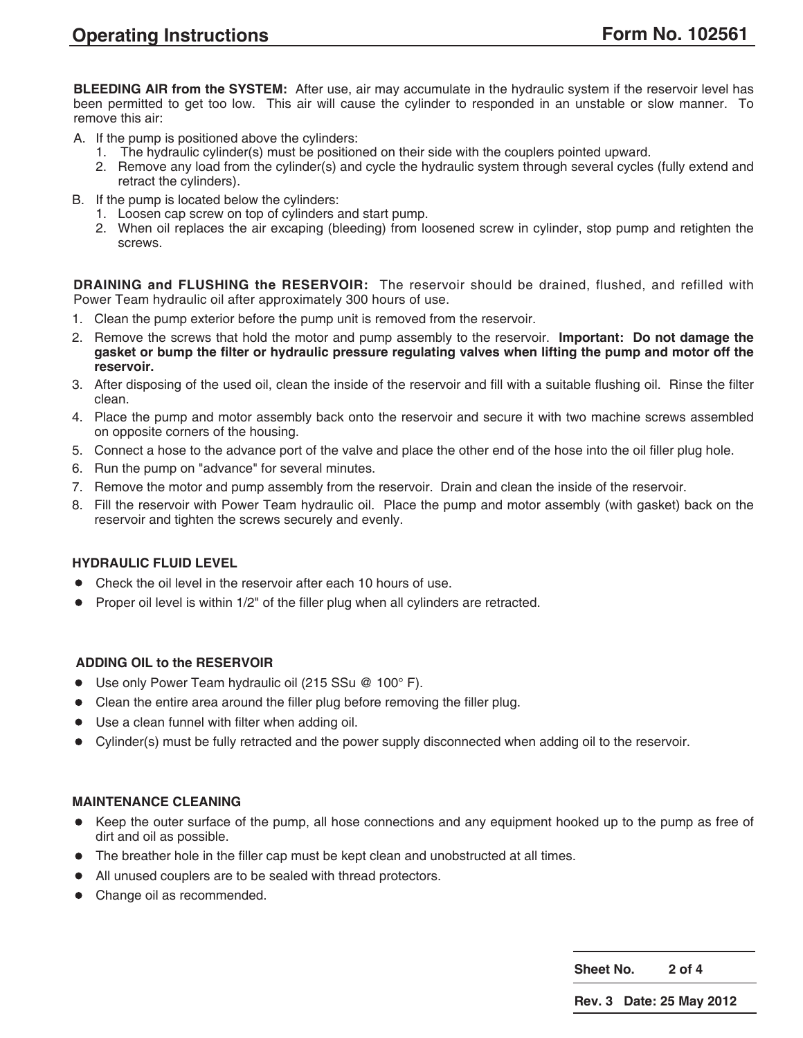**BLEEDING AIR from the SYSTEM:** After use, air may accumulate in the hydraulic system if the reservoir level has been permitted to get too low. This air will cause the cylinder to responded in an unstable or slow manner. To remove this air:

A. If the pump is positioned above the cylinders:
   1. The hydraulic cylinder(s) must be positioned on their side with the couplers pointed upward.
   2. Remove any load from the cylinder(s) and cycle the hydraulic system through several cycles (fully extend and retract the cylinders).

B. If the pump is located below the cylinders:
   1. Loosen cap screw on top of cylinders and start pump.
   2. When oil replaces the air excaping (bleeding) from loosened screw in cylinder, stop pump and retighten the screws.

**DRAINING and FLUSHING the RESERVOIR:** The reservoir should be drained, flushed, and refilled with Power Team hydraulic oil after approximately 300 hours of use.

1. Clean the pump exterior before the pump unit is removed from the reservoir.
2. Remove the screws that hold the motor and pump assembly to the reservoir. **Important: Do not damage the gasket or bump the filter or hydraulic pressure regulating valves when lifting the pump and motor off the reservoir.**
3. After disposing of the used oil, clean the inside of the reservoir and fill with a suitable flushing oil. Rinse the filter clean.
4. Place the pump and motor assembly back onto the reservoir and secure it with two machine screws assembled on opposite corners of the housing.
5. Connect a hose to the advance port of the valve and place the other end of the hose into the oil filler plug hole.
6. Run the pump on "advance" for several minutes.
7. Remove the motor and pump assembly from the reservoir. Drain and clean the inside of the reservoir.
8. Fill the reservoir with Power Team hydraulic oil. Place the pump and motor assembly (with gasket) back on the reservoir and tighten the screws securely and evenly.

#### HYDRAULIC FLUID LEVEL

- Check the oil level in the reservoir after each 10 hours of use.
- Proper oil level is within 1/2" of the filler plug when all cylinders are retracted.

#### ADDING OIL to the RESERVOIR

- Use only Power Team hydraulic oil (215 SSu @ 100° F).
- Clean the entire area around the filler plug before removing the filler plug.
- Use a clean funnel with filter when adding oil.
- Cylinder(s) must be fully retracted and the power supply disconnected when adding oil to the reservoir.

#### MAINTENANCE CLEANING

- Keep the outer surface of the pump, all hose connections and any equipment hooked up to the pump as free of dirt and oil as possible.
- The breather hole in the filler cap must be kept clean and unobstructed at all times.
- All unused couplers are to be sealed with thread protectors.
- Change oil as recommended.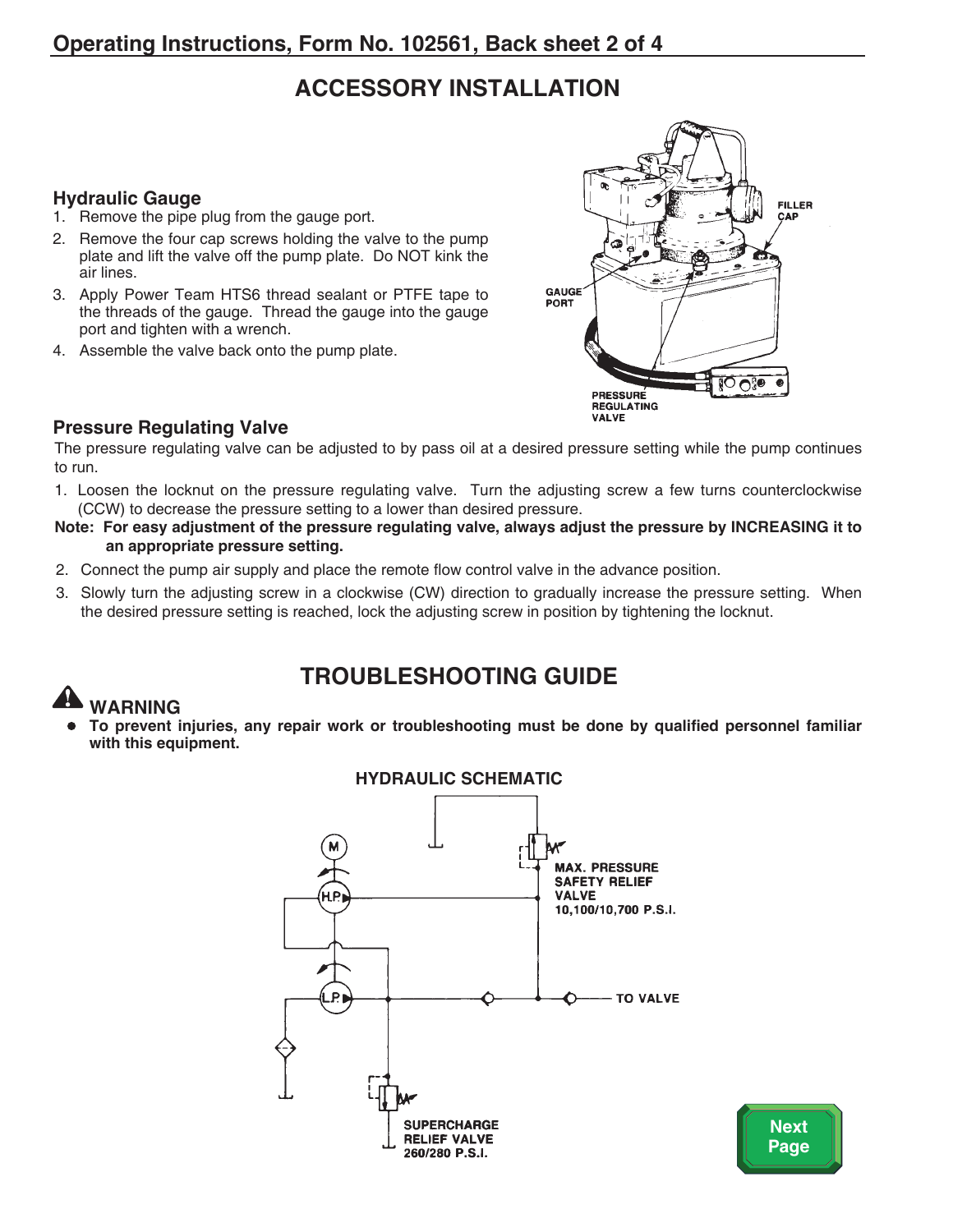## Operating Instructions, Form No. 102561, Back sheet 2 of 4

# ACCESSORY INSTALLATION

### Hydraulic Gauge

1. Remove the pipe plug from the gauge port.
2. Remove the four cap screws holding the valve to the pump plate and lift the valve off the pump plate. Do NOT kink the air lines.
3. Apply Power Team HTS6 thread sealant or PTFE tape to the threads of the gauge. Thread the gauge into the gauge port and tighten with a wrench.
4. Assemble the valve back onto the pump plate.

FILLER CAP

GAUGE PORT

PRESSURE REGULATING VALVE

### Pressure Regulating Valve

The pressure regulating valve can be adjusted to by pass oil at a desired pressure setting while the pump continues to run.

1. Loosen the locknut on the pressure regulating valve. Turn the adjusting screw a few turns counterclockwise (CCW) to decrease the pressure setting to a lower than desired pressure.

**Note: For easy adjustment of the pressure regulating valve, always adjust the pressure by INCREASING it to an appropriate pressure setting.**

2. Connect the pump air supply and place the remote flow control valve in the advance position.
3. Slowly turn the adjusting screw in a clockwise (CW) direction to gradually increase the pressure setting. When the desired pressure setting is reached, lock the adjusting screw in position by tightening the locknut.

# TROUBLESHOOTING GUIDE

### WARNING

- **To prevent injuries, any repair work or troubleshooting must be done by qualified personnel familiar with this equipment.**

**HYDRAULIC SCHEMATIC**

M

H.P.

L.P.

MAX. PRESSURE SAFETY RELIEF VALVE 10,100/10,700 P.S.I.

TO VALVE

SUPERCHARGE RELIEF VALVE 260/280 P.S.I.

Next Page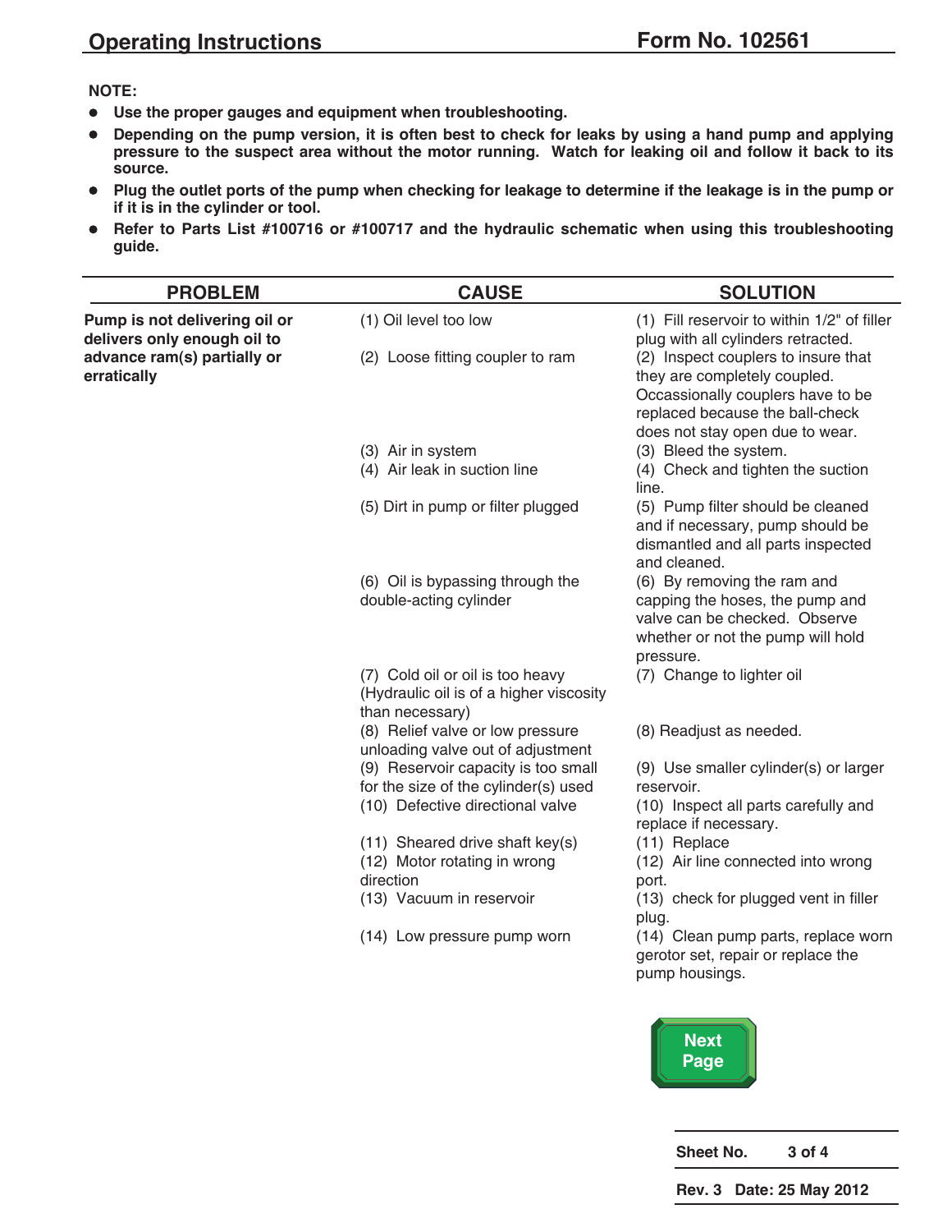**NOTE:**

- **Use the proper gauges and equipment when troubleshooting.**
- **Depending on the pump version, it is often best to check for leaks by using a hand pump and applying pressure to the suspect area without the motor running. Watch for leaking oil and follow it back to its source.**
- **Plug the outlet ports of the pump when checking for leakage to determine if the leakage is in the pump or if it is in the cylinder or tool.**
- **Refer to Parts List #100716 or #100717 and the hydraulic schematic when using this troubleshooting guide.**

| PROBLEM | CAUSE | SOLUTION |
|---|---|---|
| **Pump is not delivering oil or delivers only enough oil to advance ram(s) partially or erratically** | (1) Oil level too low | (1) Fill reservoir to within 1/2" of filler plug with all cylinders retracted. |
| | (2) Loose fitting coupler to ram | (2) Inspect couplers to insure that they are completely coupled. Occassionally couplers have to be replaced because the ball-check does not stay open due to wear. |
| | (3) Air in system | (3) Bleed the system. |
| | (4) Air leak in suction line | (4) Check and tighten the suction line. |
| | (5) Dirt in pump or filter plugged | (5) Pump filter should be cleaned and if necessary, pump should be dismantled and all parts inspected and cleaned. |
| | (6) Oil is bypassing through the double-acting cylinder | (6) By removing the ram and capping the hoses, the pump and valve can be checked. Observe whether or not the pump will hold pressure. |
| | (7) Cold oil or oil is too heavy (Hydraulic oil is of a higher viscosity than necessary) | (7) Change to lighter oil |
| | (8) Relief valve or low pressure unloading valve out of adjustment | (8) Readjust as needed. |
| | (9) Reservoir capacity is too small for the size of the cylinder(s) used | (9) Use smaller cylinder(s) or larger reservoir. |
| | (10) Defective directional valve | (10) Inspect all parts carefully and replace if necessary. |
| | (11) Sheared drive shaft key(s) | (11) Replace |
| | (12) Motor rotating in wrong direction | (12) Air line connected into wrong port. |
| | (13) Vacuum in reservoir | (13) check for plugged vent in filler plug. |
| | (14) Low pressure pump worn | (14) Clean pump parts, replace worn gerotor set, repair or replace the pump housings. |

Next Page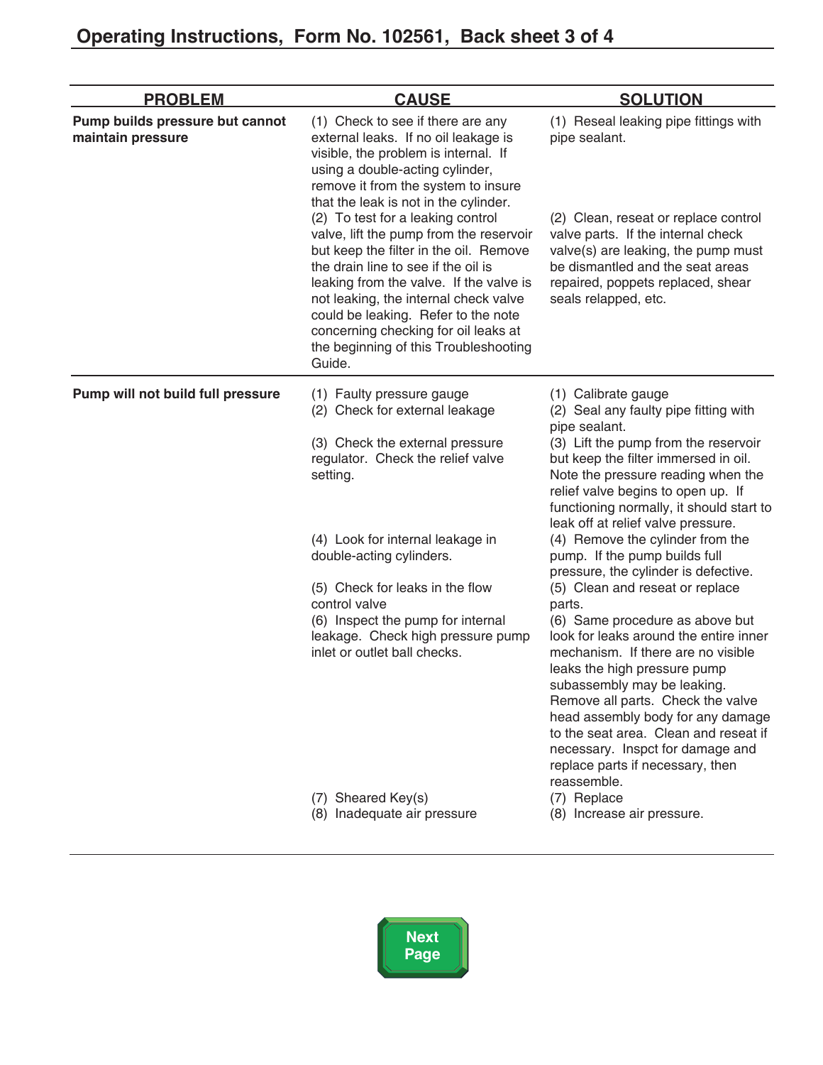| PROBLEM | CAUSE | SOLUTION |
|---|---|---|
| **Pump builds pressure but cannot maintain pressure** | (1) Check to see if there are any external leaks. If no oil leakage is visible, the problem is internal. If using a double-acting cylinder, remove it from the system to insure that the leak is not in the cylinder. | (1) Reseal leaking pipe fittings with pipe sealant. |
| | (2) To test for a leaking control valve, lift the pump from the reservoir but keep the filter in the oil. Remove the drain line to see if the oil is leaking from the valve. If the valve is not leaking, the internal check valve could be leaking. Refer to the note concerning checking for oil leaks at the beginning of this Troubleshooting Guide. | (2) Clean, reseat or replace control valve parts. If the internal check valve(s) are leaking, the pump must be dismantled and the seat areas repaired, poppets replaced, shear seals relapped, etc. |
| **Pump will not build full pressure** | (1) Faulty pressure gauge | (1) Calibrate gauge |
| | (2) Check for external leakage | (2) Seal any faulty pipe fitting with pipe sealant. |
| | (3) Check the external pressure regulator. Check the relief valve setting. | (3) Lift the pump from the reservoir but keep the filter immersed in oil. Note the pressure reading when the relief valve begins to open up. If functioning normally, it should start to leak off at relief valve pressure. |
| | (4) Look for internal leakage in double-acting cylinders. | (4) Remove the cylinder from the pump. If the pump builds full pressure, the cylinder is defective. |
| | (5) Check for leaks in the flow control valve | (5) Clean and reseat or replace parts. |
| | (6) Inspect the pump for internal leakage. Check high pressure pump inlet or outlet ball checks. | (6) Same procedure as above but look for leaks around the entire inner mechanism. If there are no visible leaks the high pressure pump subassembly may be leaking. Remove all parts. Check the valve head assembly body for any damage to the seat area. Clean and reseat if necessary. Inspct for damage and replace parts if necessary, then reassemble. |
| | (7) Sheared Key(s) | (7) Replace |
| | (8) Inadequate air pressure | (8) Increase air pressure. |

Next Page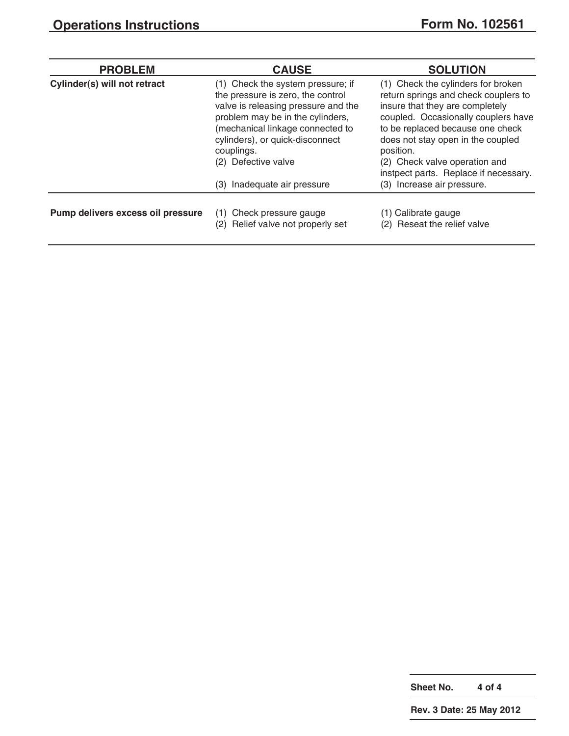| PROBLEM | CAUSE | SOLUTION |
|---|---|---|
| **Cylinder(s) will not retract** | (1) Check the system pressure; if the pressure is zero, the control valve is releasing pressure and the problem may be in the cylinders, (mechanical linkage connected to cylinders), or quick-disconnect couplings.<br>(2) Defective valve<br>(3) Inadequate air pressure | (1) Check the cylinders for broken return springs and check couplers to insure that they are completely coupled. Occasionally couplers have to be replaced because one check does not stay open in the coupled position.<br>(2) Check valve operation and instpect parts. Replace if necessary.<br>(3) Increase air pressure. |
| **Pump delivers excess oil pressure** | (1) Check pressure gauge<br>(2) Relief valve not properly set | (1) Calibrate gauge<br>(2) Reseat the relief valve |

Rev. 3 Date: 25 May 2012